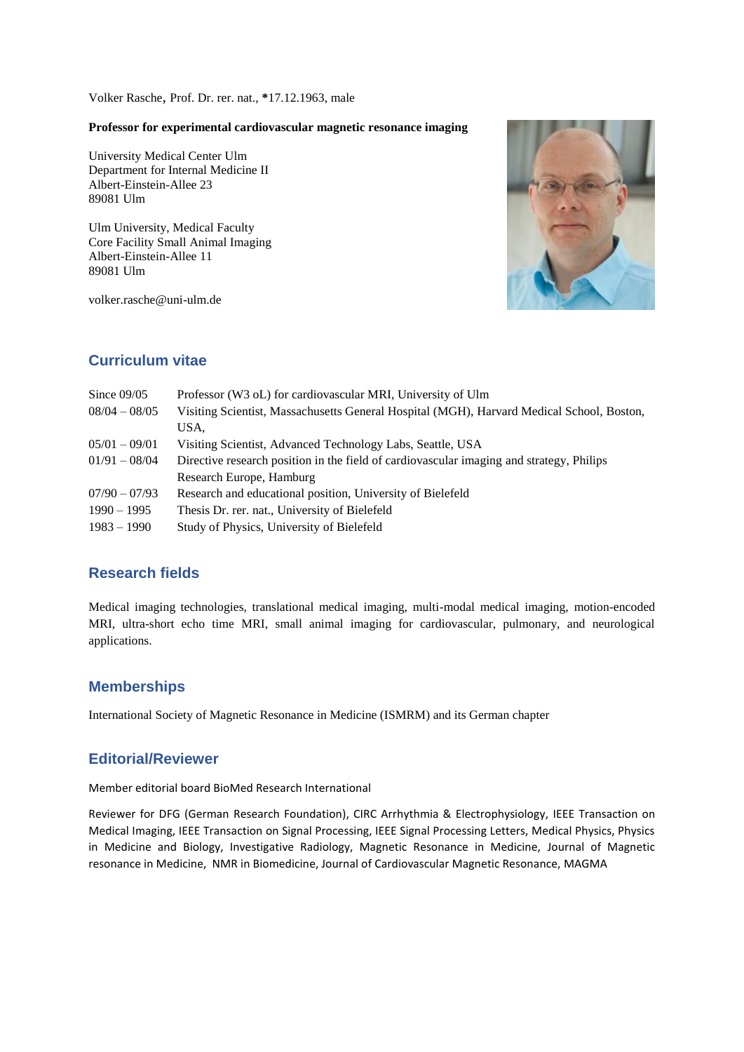Volker Rasche, Prof. Dr. rer. nat., *17.12.1963, male

**Professor for experimental cardiovascular magnetic resonance imaging**

University Medical Center Ulm
Department for Internal Medicine II
Albert-Einstein-Allee 23
89081 Ulm

Ulm University, Medical Faculty
Core Facility Small Animal Imaging
Albert-Einstein-Allee 11
89081 Ulm

volker.rasche@uni-ulm.de

## Curriculum vitae

| | |
|---|---|
| Since 09/05 | Professor (W3 oL) for cardiovascular MRI, University of Ulm |
| 08/04 – 08/05 | Visiting Scientist, Massachusetts General Hospital (MGH), Harvard Medical School, Boston, USA, |
| 05/01 – 09/01 | Visiting Scientist, Advanced Technology Labs, Seattle, USA |
| 01/91 – 08/04 | Directive research position in the field of cardiovascular imaging and strategy, Philips Research Europe, Hamburg |
| 07/90 – 07/93 | Research and educational position, University of Bielefeld |
| 1990 – 1995 | Thesis Dr. rer. nat., University of Bielefeld |
| 1983 – 1990 | Study of Physics, University of Bielefeld |

## Research fields

Medical imaging technologies, translational medical imaging, multi-modal medical imaging, motion-encoded MRI, ultra-short echo time MRI, small animal imaging for cardiovascular, pulmonary, and neurological applications.

## Memberships

International Society of Magnetic Resonance in Medicine (ISMRM) and its German chapter

## Editorial/Reviewer

Member editorial board BioMed Research International

Reviewer for DFG (German Research Foundation), CIRC Arrhythmia & Electrophysiology, IEEE Transaction on Medical Imaging, IEEE Transaction on Signal Processing, IEEE Signal Processing Letters, Medical Physics, Physics in Medicine and Biology, Investigative Radiology, Magnetic Resonance in Medicine, Journal of Magnetic resonance in Medicine, NMR in Biomedicine, Journal of Cardiovascular Magnetic Resonance, MAGMA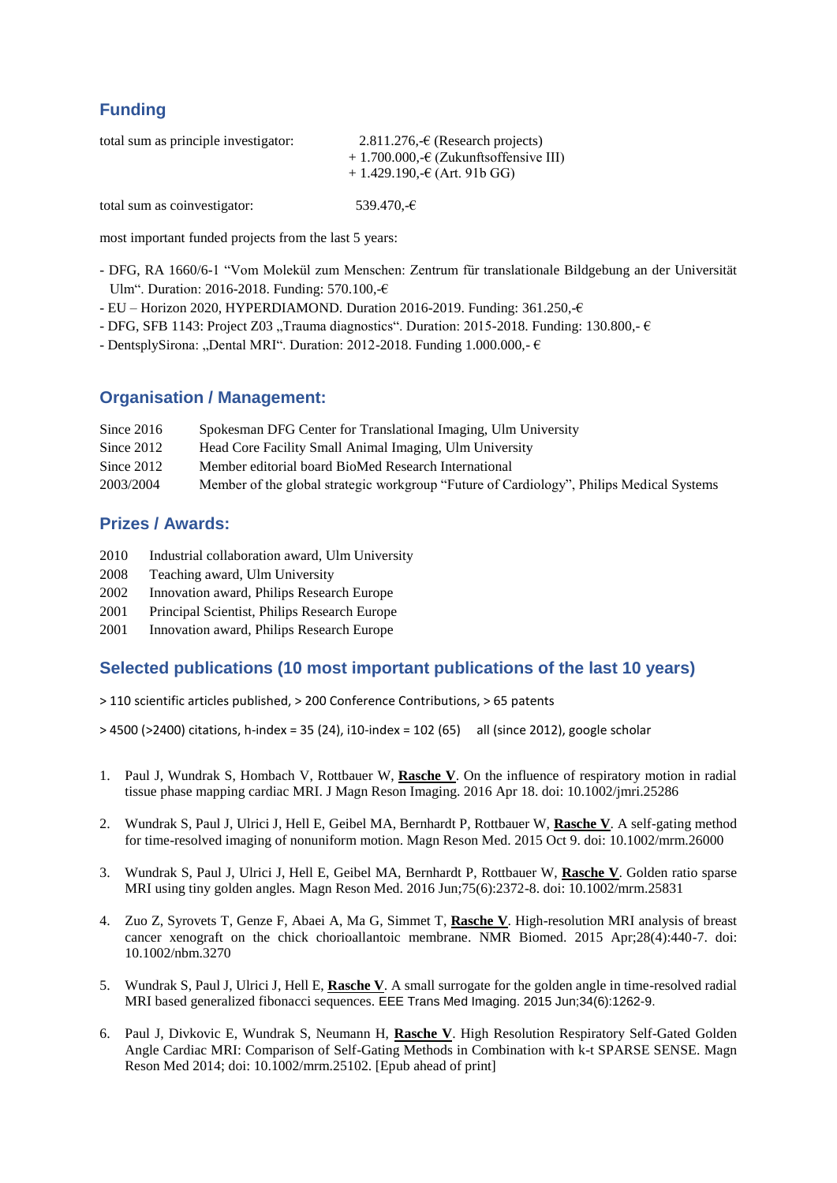## Funding

total sum as principle investigator: 2.811.276,-€ (Research projects)
+ 1.700.000,-€ (Zukunftsoffensive III)
+ 1.429.190,-€ (Art. 91b GG)

total sum as coinvestigator: 539.470,-€

most important funded projects from the last 5 years:

- DFG, RA 1660/6-1 “Vom Molekül zum Menschen: Zentrum für translationale Bildgebung an der Universität Ulm“. Duration: 2016-2018. Funding: 570.100,-€
- EU – Horizon 2020, HYPERDIAMOND. Duration 2016-2019. Funding: 361.250,-€
- DFG, SFB 1143: Project Z03 „Trauma diagnostics“. Duration: 2015-2018. Funding: 130.800,- €
- DentsplySirona: „Dental MRI“. Duration: 2012-2018. Funding 1.000.000,- €

## Organisation / Management:

| | |
|---|---|
| Since 2016 | Spokesman DFG Center for Translational Imaging, Ulm University |
| Since 2012 | Head Core Facility Small Animal Imaging, Ulm University |
| Since 2012 | Member editorial board BioMed Research International |
| 2003/2004 | Member of the global strategic workgroup “Future of Cardiology”, Philips Medical Systems |

## Prizes / Awards:

| | |
|---|---|
| 2010 | Industrial collaboration award, Ulm University |
| 2008 | Teaching award, Ulm University |
| 2002 | Innovation award, Philips Research Europe |
| 2001 | Principal Scientist, Philips Research Europe |
| 2001 | Innovation award, Philips Research Europe |

## Selected publications (10 most important publications of the last 10 years)

> 110 scientific articles published, > 200 Conference Contributions, > 65 patents

> 4500 (>2400) citations, h-index = 35 (24), i10-index = 102 (65) all (since 2012), google scholar

1. Paul J, Wundrak S, Hombach V, Rottbauer W, **Rasche V**. On the influence of respiratory motion in radial tissue phase mapping cardiac MRI. J Magn Reson Imaging. 2016 Apr 18. doi: 10.1002/jmri.25286

2. Wundrak S, Paul J, Ulrici J, Hell E, Geibel MA, Bernhardt P, Rottbauer W, **Rasche V**. A self-gating method for time-resolved imaging of nonuniform motion. Magn Reson Med. 2015 Oct 9. doi: 10.1002/mrm.26000

3. Wundrak S, Paul J, Ulrici J, Hell E, Geibel MA, Bernhardt P, Rottbauer W, **Rasche V**. Golden ratio sparse MRI using tiny golden angles. Magn Reson Med. 2016 Jun;75(6):2372-8. doi: 10.1002/mrm.25831

4. Zuo Z, Syrovets T, Genze F, Abaei A, Ma G, Simmet T, **Rasche V**. High-resolution MRI analysis of breast cancer xenograft on the chick chorioallantoic membrane. NMR Biomed. 2015 Apr;28(4):440-7. doi: 10.1002/nbm.3270

5. Wundrak S, Paul J, Ulrici J, Hell E, **Rasche V**. A small surrogate for the golden angle in time-resolved radial MRI based generalized fibonacci sequences. EEE Trans Med Imaging. 2015 Jun;34(6):1262-9.

6. Paul J, Divkovic E, Wundrak S, Neumann H, **Rasche V**. High Resolution Respiratory Self-Gated Golden Angle Cardiac MRI: Comparison of Self-Gating Methods in Combination with k-t SPARSE SENSE. Magn Reson Med 2014; doi: 10.1002/mrm.25102. [Epub ahead of print]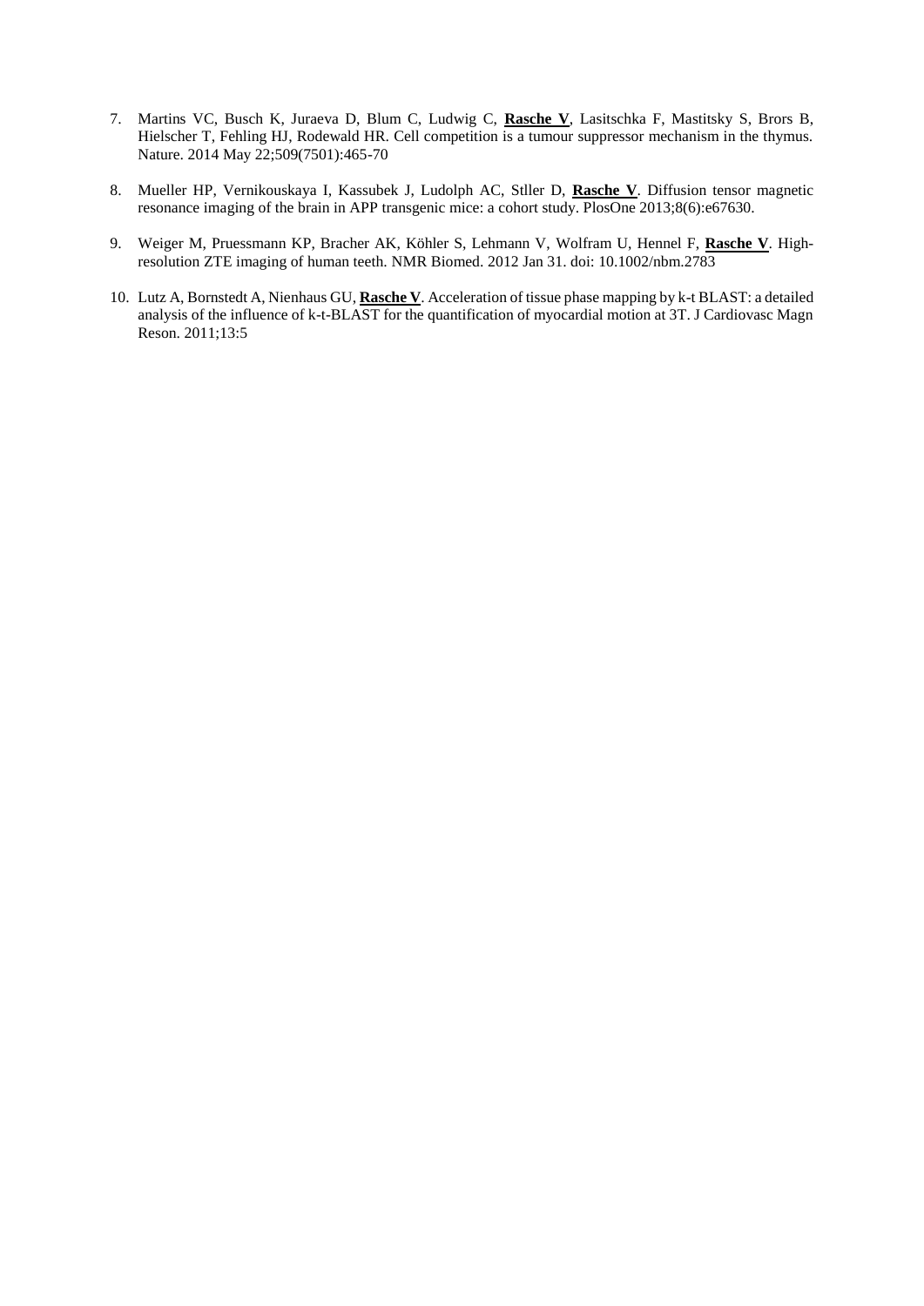7. Martins VC, Busch K, Juraeva D, Blum C, Ludwig C, **Rasche V**, Lasitschka F, Mastitsky S, Brors B, Hielscher T, Fehling HJ, Rodewald HR. Cell competition is a tumour suppressor mechanism in the thymus. Nature. 2014 May 22;509(7501):465-70

8. Mueller HP, Vernikouskaya I, Kassubek J, Ludolph AC, Stller D, **Rasche V**. Diffusion tensor magnetic resonance imaging of the brain in APP transgenic mice: a cohort study. PlosOne 2013;8(6):e67630.

9. Weiger M, Pruessmann KP, Bracher AK, Köhler S, Lehmann V, Wolfram U, Hennel F, **Rasche V**. High-resolution ZTE imaging of human teeth. NMR Biomed. 2012 Jan 31. doi: 10.1002/nbm.2783

10. Lutz A, Bornstedt A, Nienhaus GU, **Rasche V**. Acceleration of tissue phase mapping by k-t BLAST: a detailed analysis of the influence of k-t-BLAST for the quantification of myocardial motion at 3T. J Cardiovasc Magn Reson. 2011;13:5